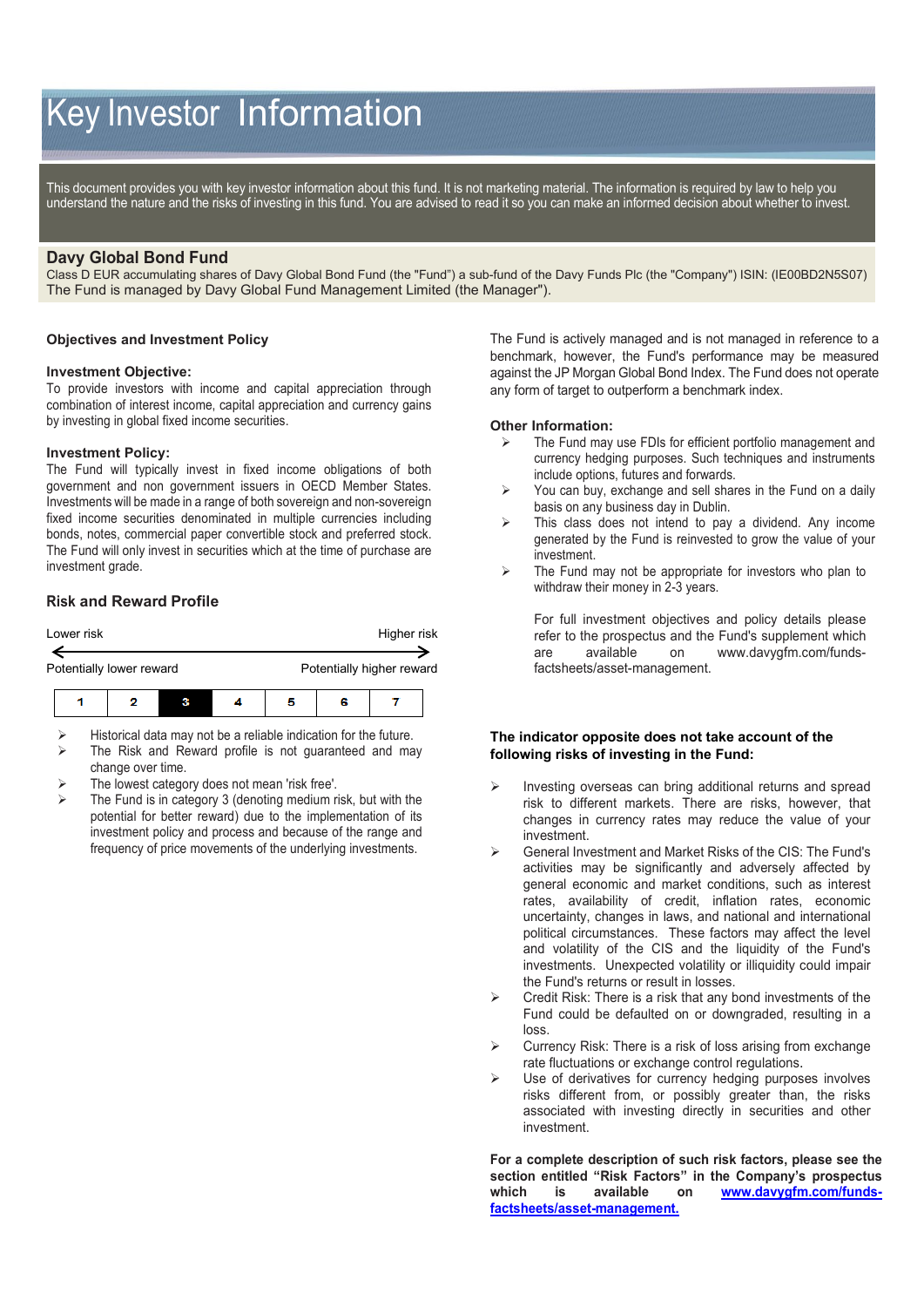# Key Investor Information

This document provides you with key investor information about this fund. It is not marketing material. The information is required by law to help you understand the nature and the risks of investing in this fund. You are advised to read it so you can make an informed decision about whether to invest.

## Davy Global Bond Fund

Class D EUR accumulating shares of Davy Global Bond Fund (the "Fund") a sub-fund of the Davy Funds Plc (the "Company") ISIN: (IE00BD2N5S07)

The Fund is managed by Davy Global Fund Management Limited (the Manager").

### Objectives and Investment Policy

**Investment Objective:**

To provide investors with income and capital appreciation through combination of interest income, capital appreciation and currency gains by investing in global fixed income securities.

**Investment Policy:**

The Fund will typically invest in fixed income obligations of both government and non government issuers in OECD Member States. Investments will be made in a range of both sovereign and non-sovereign fixed income securities denominated in multiple currencies including bonds, notes, commercial paper convertible stock and preferred stock. The Fund will only invest in securities which at the time of purchase are investment grade.

The Fund is actively managed and is not managed in reference to a benchmark, however, the Fund's performance may be measured against the JP Morgan Global Bond Index. The Fund does not operate any form of target to outperform a benchmark index.

**Other Information:**

- The Fund may use FDIs for efficient portfolio management and currency hedging purposes. Such techniques and instruments include options, futures and forwards.
- You can buy, exchange and sell shares in the Fund on a daily basis on any business day in Dublin.
- This class does not intend to pay a dividend. Any income generated by the Fund is reinvested to grow the value of your investment.
- The Fund may not be appropriate for investors who plan to withdraw their money in 2-3 years.

For full investment objectives and policy details please refer to the prospectus and the Fund's supplement which are available on www.davygfm.com/funds-factsheets/asset-management.

### Risk and Reward Profile

| Lower risk | | | | | | Higher risk |
|---|---|---|---|---|---|---|
| Potentially lower reward | | | | | | Potentially higher reward |
| 1 | 2 | **3** | 4 | 5 | 6 | 7 |

- Historical data may not be a reliable indication for the future.
- The Risk and Reward profile is not guaranteed and may change over time.
- The lowest category does not mean 'risk free'.
- The Fund is in category 3 (denoting medium risk, but with the potential for better reward) due to the implementation of its investment policy and process and because of the range and frequency of price movements of the underlying investments.

**The indicator opposite does not take account of the following risks of investing in the Fund:**

- Investing overseas can bring additional returns and spread risk to different markets. There are risks, however, that changes in currency rates may reduce the value of your investment.
- General Investment and Market Risks of the CIS: The Fund's activities may be significantly and adversely affected by general economic and market conditions, such as interest rates, availability of credit, inflation rates, economic uncertainty, changes in laws, and national and international political circumstances. These factors may affect the level and volatility of the CIS and the liquidity of the Fund's investments. Unexpected volatility or illiquidity could impair the Fund's returns or result in losses.
- Credit Risk: There is a risk that any bond investments of the Fund could be defaulted on or downgraded, resulting in a loss.
- Currency Risk: There is a risk of loss arising from exchange rate fluctuations or exchange control regulations.
- Use of derivatives for currency hedging purposes involves risks different from, or possibly greater than, the risks associated with investing directly in securities and other investment.

**For a complete description of such risk factors, please see the section entitled "Risk Factors" in the Company's prospectus which is available on [www.davygfm.com/funds-factsheets/asset-management.](www.davygfm.com/funds-factsheets/asset-management)**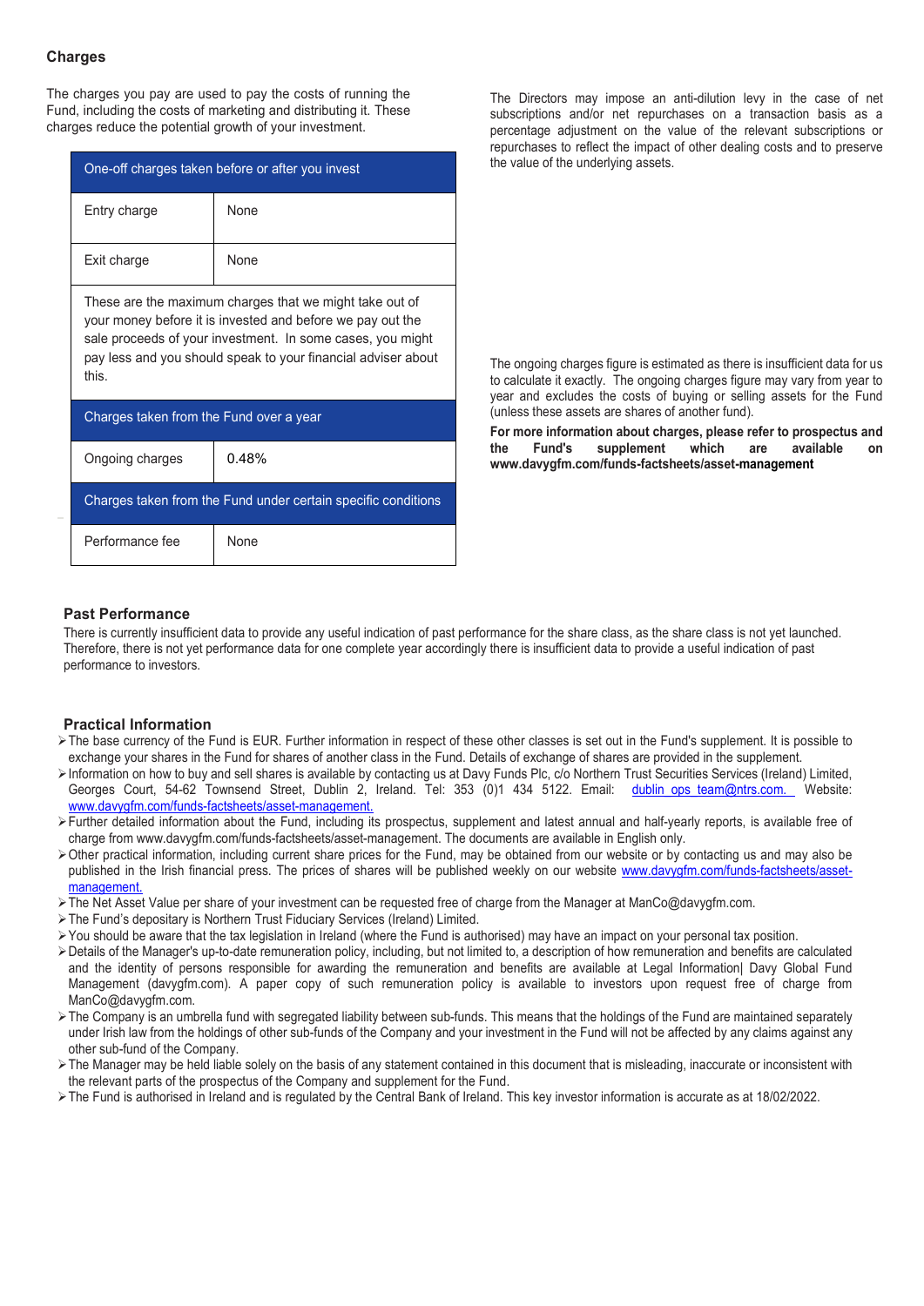## Charges

The charges you pay are used to pay the costs of running the Fund, including the costs of marketing and distributing it. These charges reduce the potential growth of your investment.

| One-off charges taken before or after you invest | |
|---|---|
| Entry charge | None |
| Exit charge | None |
| These are the maximum charges that we might take out of your money before it is invested and before we pay out the sale proceeds of your investment. In some cases, you might pay less and you should speak to your financial adviser about this. | |
| **Charges taken from the Fund over a year** | |
| Ongoing charges | 0.48% |
| **Charges taken from the Fund under certain specific conditions** | |
| Performance fee | None |

The Directors may impose an anti-dilution levy in the case of net subscriptions and/or net repurchases on a transaction basis as a percentage adjustment on the value of the relevant subscriptions or repurchases to reflect the impact of other dealing costs and to preserve the value of the underlying assets.

The ongoing charges figure is estimated as there is insufficient data for us to calculate it exactly. The ongoing charges figure may vary from year to year and excludes the costs of buying or selling assets for the Fund (unless these assets are shares of another fund).

**For more information about charges, please refer to prospectus and the Fund's supplement which are available on www.davygfm.com/funds-factsheets/asset-management**

## Past Performance

There is currently insufficient data to provide any useful indication of past performance for the share class, as the share class is not yet launched. Therefore, there is not yet performance data for one complete year accordingly there is insufficient data to provide a useful indication of past performance to investors.

## Practical Information

- The base currency of the Fund is EUR. Further information in respect of these other classes is set out in the Fund's supplement. It is possible to exchange your shares in the Fund for shares of another class in the Fund. Details of exchange of shares are provided in the supplement.
- Information on how to buy and sell shares is available by contacting us at Davy Funds Plc, c/o Northern Trust Securities Services (Ireland) Limited, Georges Court, 54-62 Townsend Street, Dublin 2, Ireland. Tel: 353 (0)1 434 5122. Email: dublin_ops_team@ntrs.com. Website: www.davygfm.com/funds-factsheets/asset-management.
- Further detailed information about the Fund, including its prospectus, supplement and latest annual and half-yearly reports, is available free of charge from www.davygfm.com/funds-factsheets/asset-management. The documents are available in English only.
- Other practical information, including current share prices for the Fund, may be obtained from our website or by contacting us and may also be published in the Irish financial press. The prices of shares will be published weekly on our website www.davygfm.com/funds-factsheets/asset-management.
- The Net Asset Value per share of your investment can be requested free of charge from the Manager at ManCo@davygfm.com.
- The Fund's depositary is Northern Trust Fiduciary Services (Ireland) Limited.
- You should be aware that the tax legislation in Ireland (where the Fund is authorised) may have an impact on your personal tax position.
- Details of the Manager's up-to-date remuneration policy, including, but not limited to, a description of how remuneration and benefits are calculated and the identity of persons responsible for awarding the remuneration and benefits are available at Legal Information| Davy Global Fund Management (davygfm.com). A paper copy of such remuneration policy is available to investors upon request free of charge from ManCo@davygfm.com.
- The Company is an umbrella fund with segregated liability between sub-funds. This means that the holdings of the Fund are maintained separately under Irish law from the holdings of other sub-funds of the Company and your investment in the Fund will not be affected by any claims against any other sub-fund of the Company.
- The Manager may be held liable solely on the basis of any statement contained in this document that is misleading, inaccurate or inconsistent with the relevant parts of the prospectus of the Company and supplement for the Fund.
- The Fund is authorised in Ireland and is regulated by the Central Bank of Ireland. This key investor information is accurate as at 18/02/2022.